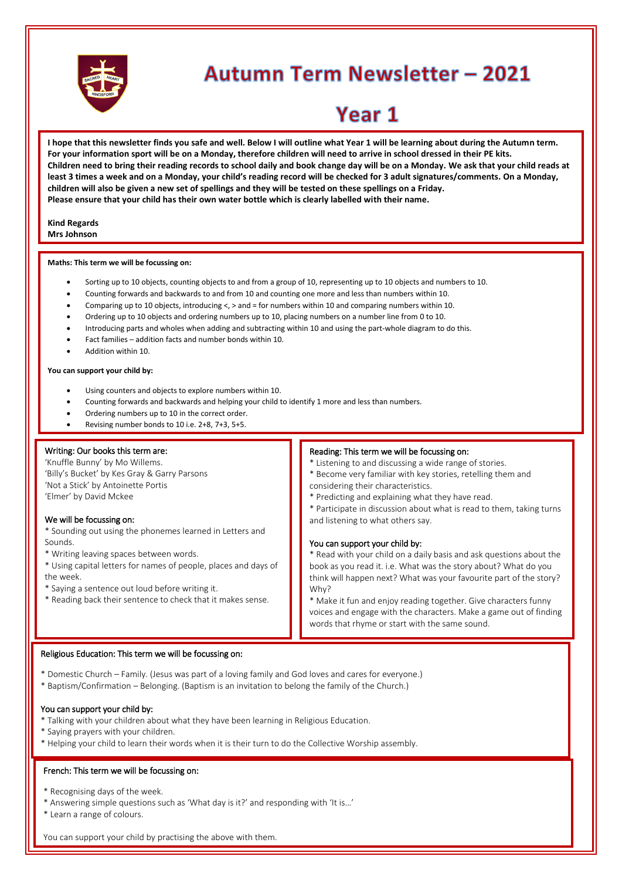# Autumn Term Newsletter – 2021

# Year 1

**I hope that this newsletter finds you safe and well. Below I will outline what Year 1 will be learning about during the Autumn term. For your information sport will be on a Monday, therefore children will need to arrive in school dressed in their PE kits. Children need to bring their reading records to school daily and book change day will be on a Monday. We ask that your child reads at least 3 times a week and on a Monday, your child's reading record will be checked for 3 adult signatures/comments. On a Monday, children will also be given a new set of spellings and they will be tested on these spellings on a Friday. Please ensure that your child has their own water bottle which is clearly labelled with their name.**

**Kind Regards**
**Mrs Johnson**

**Maths: This term we will be focussing on:**

- Sorting up to 10 objects, counting objects to and from a group of 10, representing up to 10 objects and numbers to 10.
- Counting forwards and backwards to and from 10 and counting one more and less than numbers within 10.
- Comparing up to 10 objects, introducing <, > and = for numbers within 10 and comparing numbers within 10.
- Ordering up to 10 objects and ordering numbers up to 10, placing numbers on a number line from 0 to 10.
- Introducing parts and wholes when adding and subtracting within 10 and using the part-whole diagram to do this.
- Fact families – addition facts and number bonds within 10.
- Addition within 10.

**You can support your child by:**

- Using counters and objects to explore numbers within 10.
- Counting forwards and backwards and helping your child to identify 1 more and less than numbers.
- Ordering numbers up to 10 in the correct order.
- Revising number bonds to 10 i.e. 2+8, 7+3, 5+5.

Writing: Our books this term are:

'Knuffle Bunny' by Mo Willems.
'Billy's Bucket' by Kes Gray & Garry Parsons
'Not a Stick' by Antoinette Portis
'Elmer' by David Mckee

We will be focussing on:

* Sounding out using the phonemes learned in Letters and Sounds.
* Writing leaving spaces between words.
* Using capital letters for names of people, places and days of the week.
* Saying a sentence out loud before writing it.
* Reading back their sentence to check that it makes sense.

Reading: This term we will be focussing on:

* Listening to and discussing a wide range of stories.
* Become very familiar with key stories, retelling them and considering their characteristics.
* Predicting and explaining what they have read.
* Participate in discussion about what is read to them, taking turns and listening to what others say.

You can support your child by:

* Read with your child on a daily basis and ask questions about the book as you read it. i.e. What was the story about? What do you think will happen next? What was your favourite part of the story? Why?
* Make it fun and enjoy reading together. Give characters funny voices and engage with the characters. Make a game out of finding words that rhyme or start with the same sound.

Religious Education: This term we will be focussing on:

* Domestic Church – Family. (Jesus was part of a loving family and God loves and cares for everyone.)
* Baptism/Confirmation – Belonging. (Baptism is an invitation to belong the family of the Church.)

You can support your child by:

* Talking with your children about what they have been learning in Religious Education.
* Saying prayers with your children.
* Helping your child to learn their words when it is their turn to do the Collective Worship assembly.

French: This term we will be focussing on:

* Recognising days of the week.
* Answering simple questions such as 'What day is it?' and responding with 'It is…'
* Learn a range of colours.

You can support your child by practising the above with them.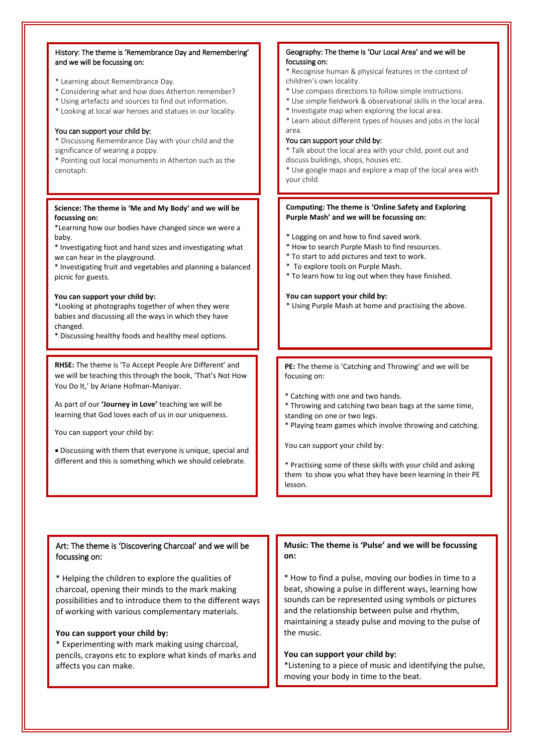History: The theme is 'Remembrance Day and Remembering' and we will be focussing on:

* Learning about Remembrance Day.
* Considering what and how does Atherton remember?
* Using artefacts and sources to find out information.
* Looking at local war heroes and statues in our locality.

You can support your child by:

* Discussing Remembrance Day with your child and the significance of wearing a poppy.
* Pointing out local monuments in Atherton such as the cenotaph.

Geography: The theme is 'Our Local Area' and we will be focussing on:

* Recognise human & physical features in the context of children's own locality.
* Use compass directions to follow simple instructions.
* Use simple fieldwork & observational skills in the local area.
* Investigate map when exploring the local area.
* Learn about different types of houses and jobs in the local area.

You can support your child by:

* Talk about the local area with your child, point out and discuss buildings, shops, houses etc.
* Use google maps and explore a map of the local area with your child.

**Science: The theme is 'Me and My Body' and we will be focussing on:**

*Learning how our bodies have changed since we were a baby.
* Investigating foot and hand sizes and investigating what we can hear in the playground.
* Investigating fruit and vegetables and planning a balanced picnic for guests.

**You can support your child by:**

*Looking at photographs together of when they were babies and discussing all the ways in which they have changed.
* Discussing healthy foods and healthy meal options.

**Computing: The theme is 'Online Safety and Exploring Purple Mash' and we will be focussing on:**

* Logging on and how to find saved work.
* How to search Purple Mash to find resources.
* To start to add pictures and text to work.
* To explore tools on Purple Mash.
* To learn how to log out when they have finished.

**You can support your child by:**

* Using Purple Mash at home and practising the above.

**RHSE:** The theme is 'To Accept People Are Different' and we will be teaching this through the book, 'That's Not How You Do It,' by Ariane Hofman-Maniyar.

As part of our **'Journey in Love'** teaching we will be learning that God loves each of us in our uniqueness.

You can support your child by:

- Discussing with them that everyone is unique, special and different and this is something which we should celebrate.

**PE:** The theme is 'Catching and Throwing' and we will be focusing on:

* Catching with one and two hands.
* Throwing and catching two bean bags at the same time, standing on one or two legs.
* Playing team games which involve throwing and catching.

You can support your child by:

* Practising some of these skills with your child and asking them to show you what they have been learning in their PE lesson.

Art: The theme is 'Discovering Charcoal' and we will be focussing on:

* Helping the children to explore the qualities of charcoal, opening their minds to the mark making possibilities and to introduce them to the different ways of working with various complementary materials.

**You can support your child by:**

* Experimenting with mark making using charcoal, pencils, crayons etc to explore what kinds of marks and affects you can make.

**Music: The theme is 'Pulse' and we will be focussing on:**

* How to find a pulse, moving our bodies in time to a beat, showing a pulse in different ways, learning how sounds can be represented using symbols or pictures and the relationship between pulse and rhythm, maintaining a steady pulse and moving to the pulse of the music.

**You can support your child by:**

*Listening to a piece of music and identifying the pulse, moving your body in time to the beat.